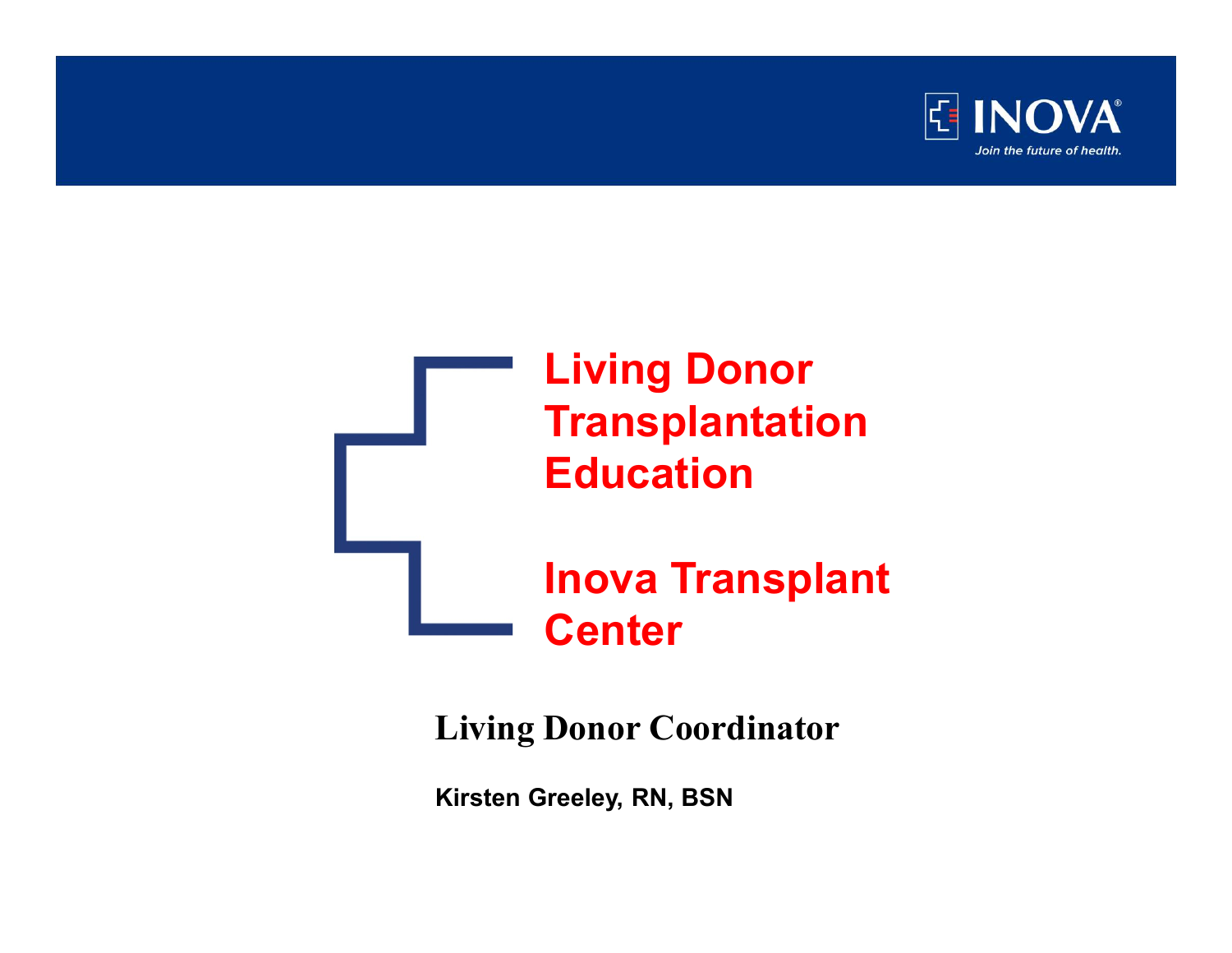# Living Donor Transplantation Education

# Inova Transplant Center

**Living Donor Coordinator**

**Kirsten Greeley, RN, BSN**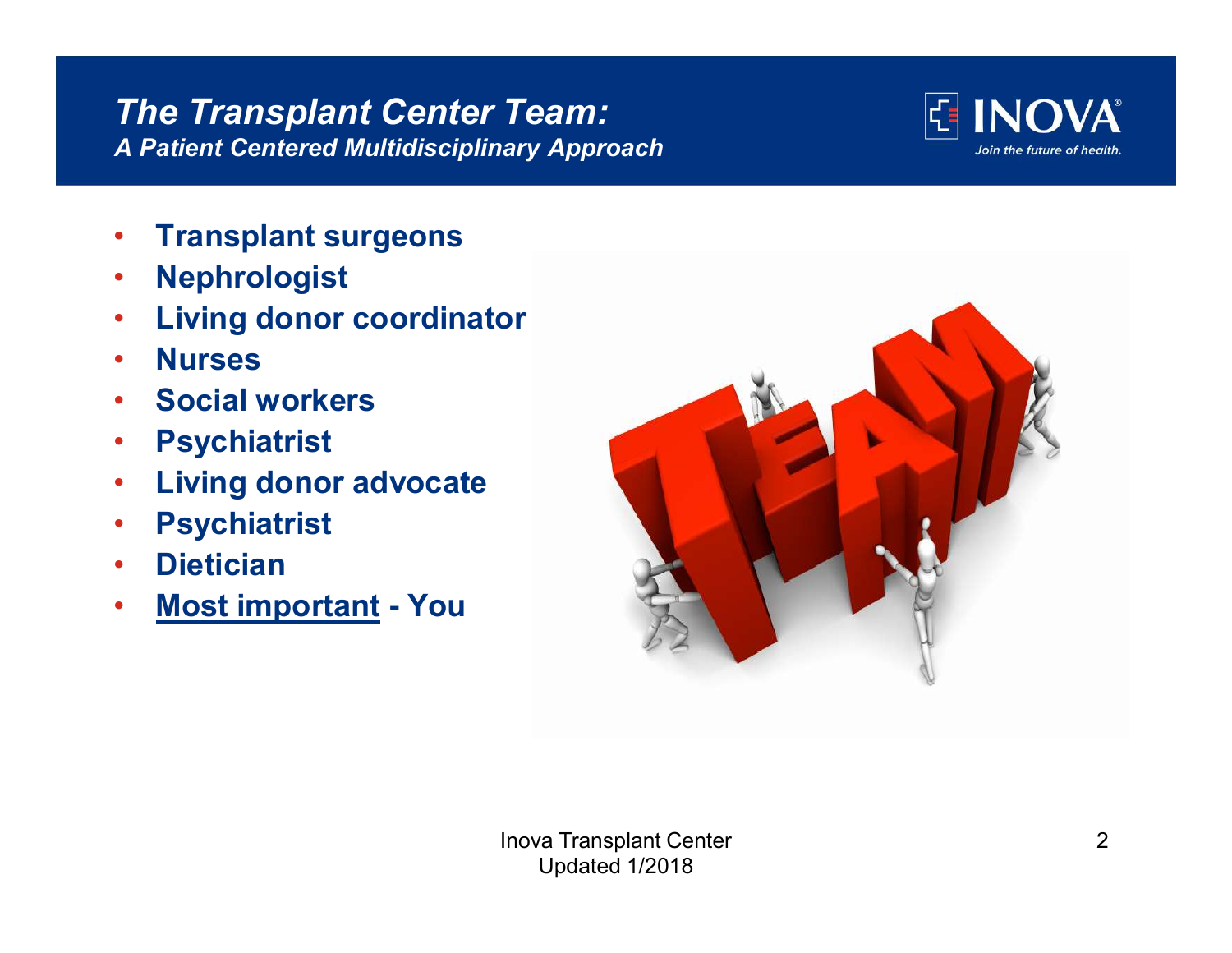# *The Transplant Center Team:*
### *A Patient Centered Multidisciplinary Approach*

- **Transplant surgeons**
- **Nephrologist**
- **Living donor coordinator**
- **Nurses**
- **Social workers**
- **Psychiatrist**
- **Living donor advocate**
- **Psychiatrist**
- **Dietician**
- **Most important - You**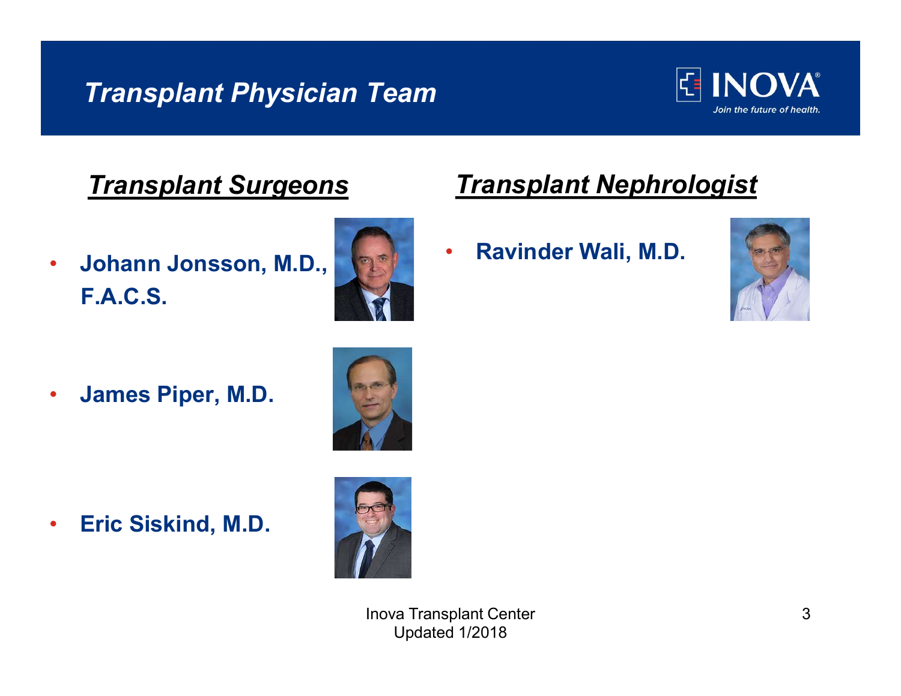# Transplant Physician Team

## Transplant Surgeons

- **Johann Jonsson, M.D., F.A.C.S.**
- **James Piper, M.D.**
- **Eric Siskind, M.D.**

## Transplant Nephrologist

- **Ravinder Wali, M.D.**

Inova Transplant Center
Updated 1/2018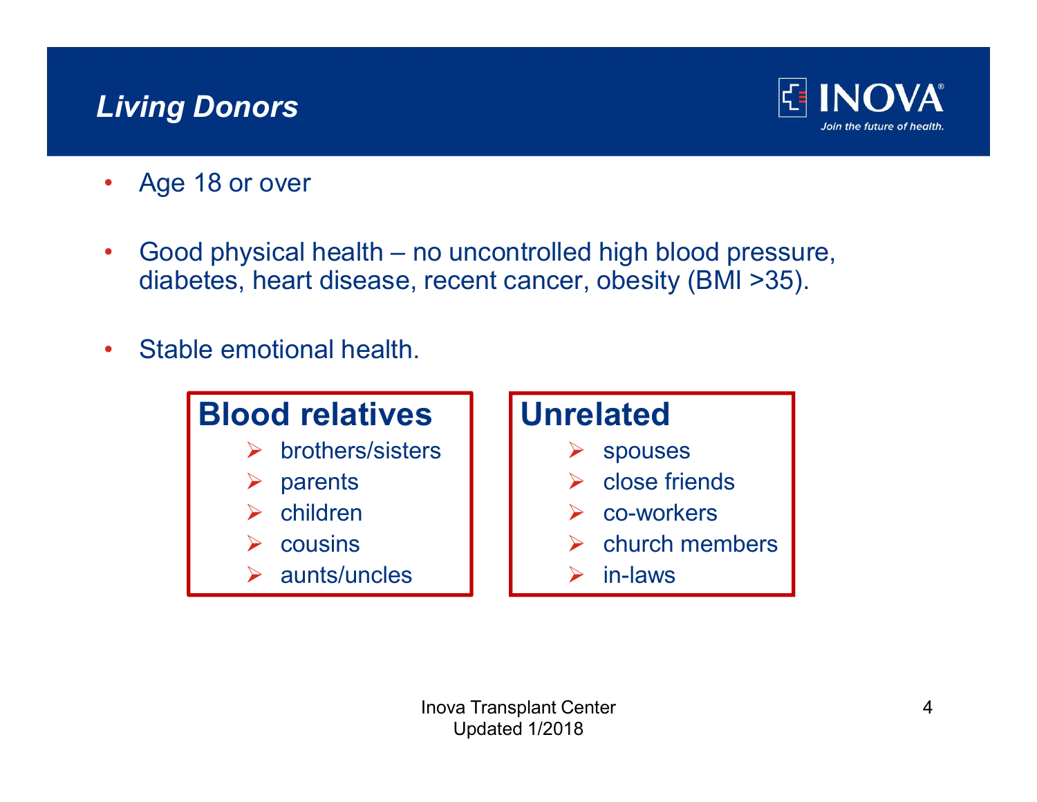# *Living Donors*

- Age 18 or over
- Good physical health – no uncontrolled high blood pressure, diabetes, heart disease, recent cancer, obesity (BMI >35).
- Stable emotional health.

**Blood relatives**

- brothers/sisters
- parents
- children
- cousins
- aunts/uncles

**Unrelated**

- spouses
- close friends
- co-workers
- church members
- in-laws

Inova Transplant Center
Updated 1/2018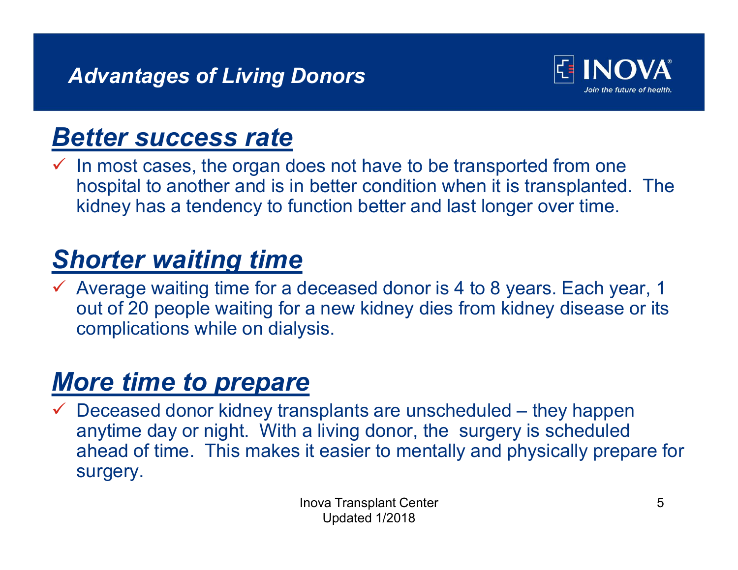# *Advantages of Living Donors*

## ***Better success rate***

- ✓ In most cases, the organ does not have to be transported from one hospital to another and is in better condition when it is transplanted. The kidney has a tendency to function better and last longer over time.

## ***Shorter waiting time***

- ✓ Average waiting time for a deceased donor is 4 to 8 years. Each year, 1 out of 20 people waiting for a new kidney dies from kidney disease or its complications while on dialysis.

## ***More time to prepare***

- ✓ Deceased donor kidney transplants are unscheduled – they happen anytime day or night. With a living donor, the surgery is scheduled ahead of time. This makes it easier to mentally and physically prepare for surgery.

Inova Transplant Center
Updated 1/2018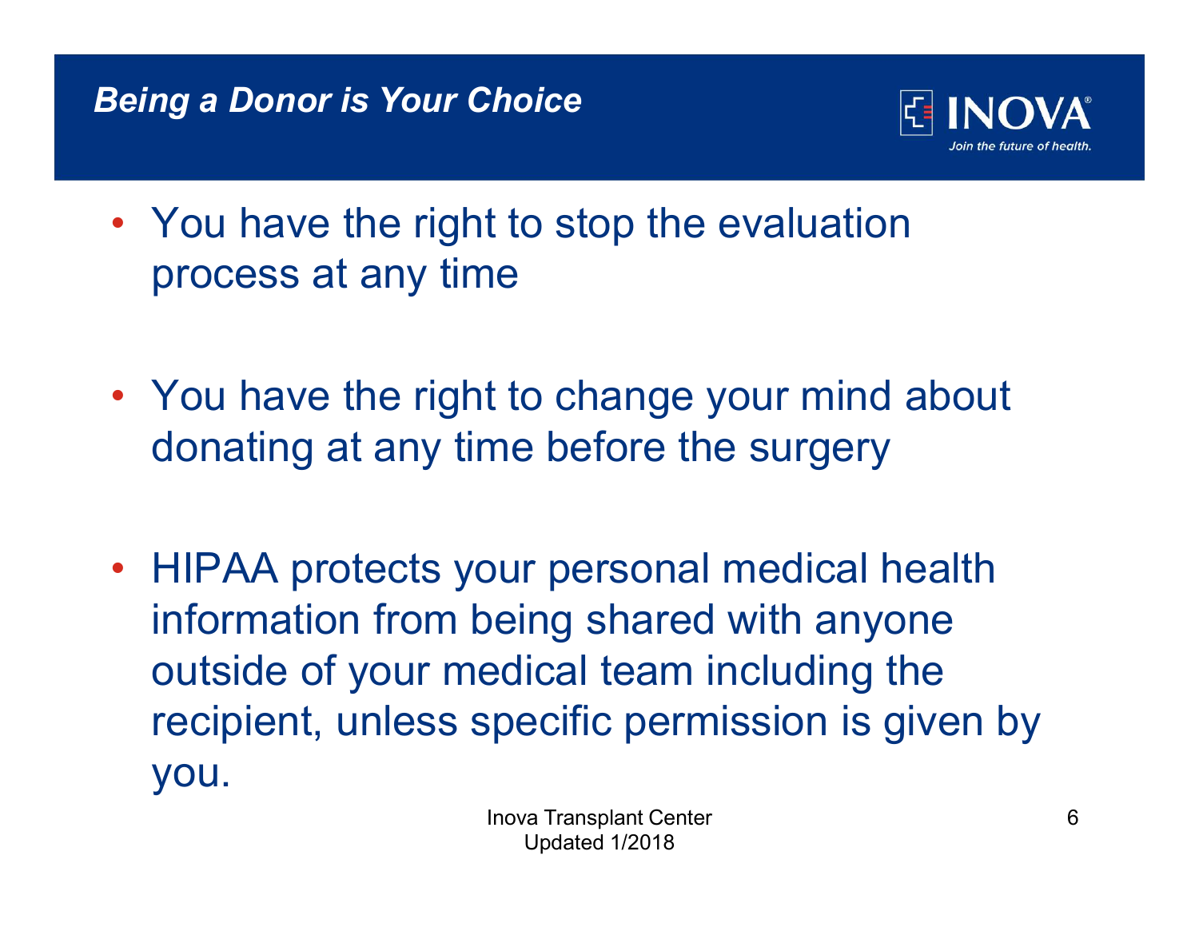## *Being a Donor is Your Choice*

- You have the right to stop the evaluation process at any time
- You have the right to change your mind about donating at any time before the surgery
- HIPAA protects your personal medical health information from being shared with anyone outside of your medical team including the recipient, unless specific permission is given by you.

Inova Transplant Center
Updated 1/2018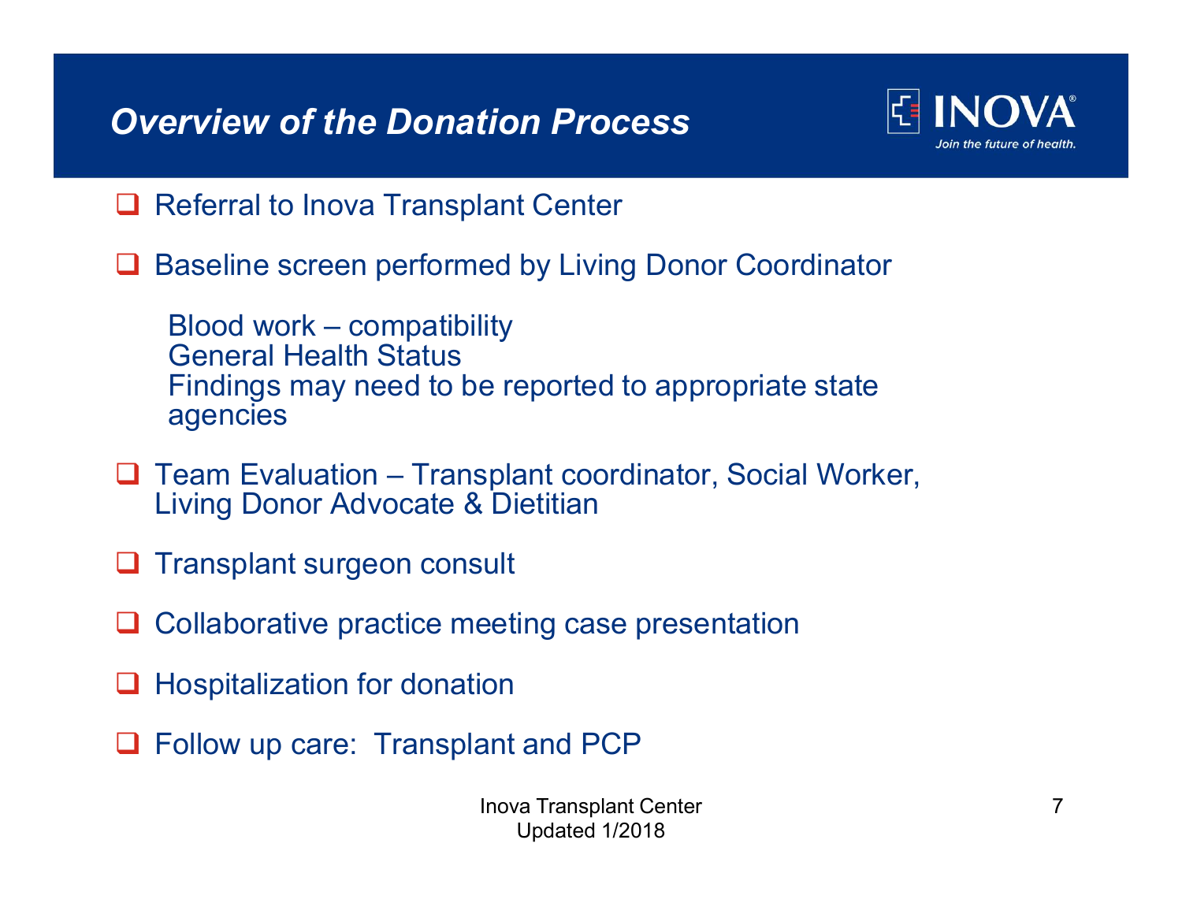# Overview of the Donation Process

- Referral to Inova Transplant Center
- Baseline screen performed by Living Donor Coordinator

  Blood work – compatibility
  General Health Status
  Findings may need to be reported to appropriate state agencies

- Team Evaluation – Transplant coordinator, Social Worker, Living Donor Advocate & Dietitian
- Transplant surgeon consult
- Collaborative practice meeting case presentation
- Hospitalization for donation
- Follow up care: Transplant and PCP

Inova Transplant Center
Updated 1/2018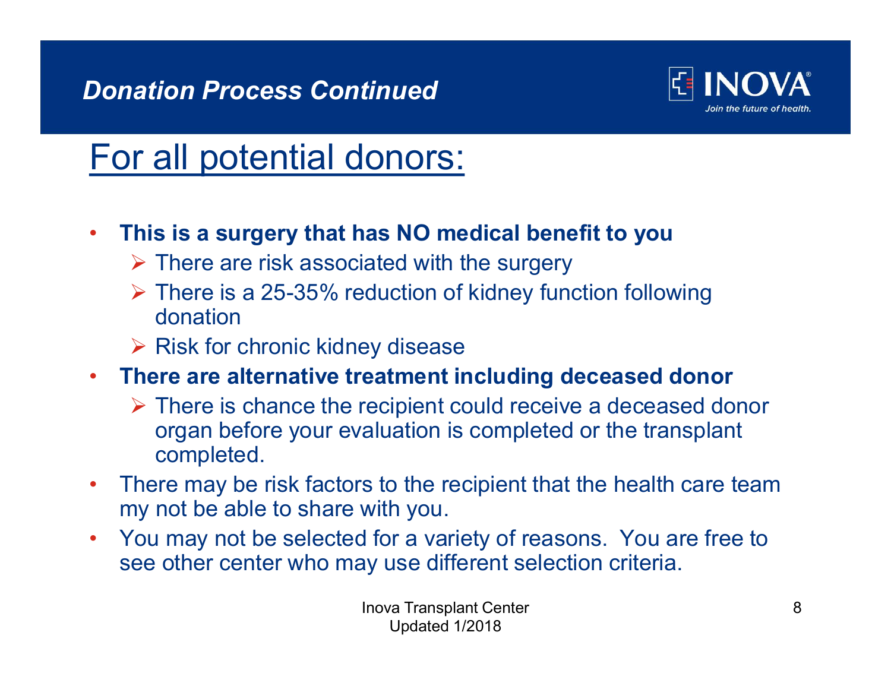## Donation Process Continued

# For all potential donors:

- **This is a surgery that has NO medical benefit to you**
  - There are risk associated with the surgery
  - There is a 25-35% reduction of kidney function following donation
  - Risk for chronic kidney disease
- **There are alternative treatment including deceased donor**
  - There is chance the recipient could receive a deceased donor organ before your evaluation is completed or the transplant completed.
- There may be risk factors to the recipient that the health care team my not be able to share with you.
- You may not be selected for a variety of reasons. You are free to see other center who may use different selection criteria.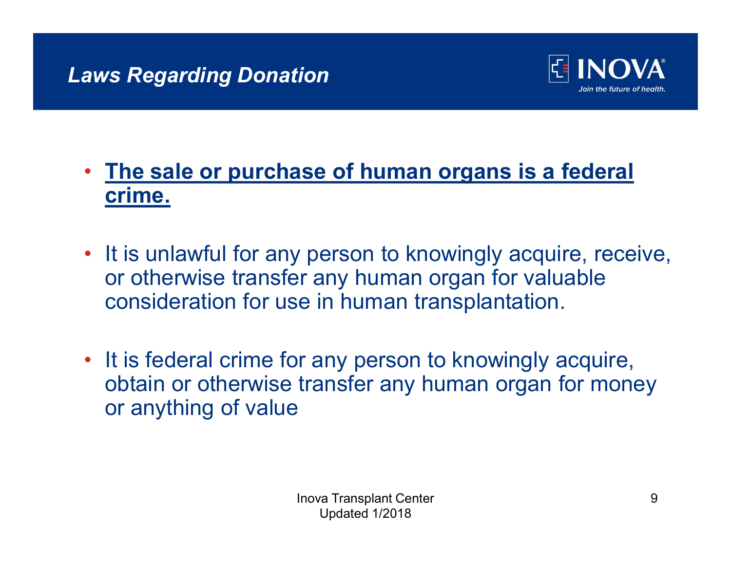# *Laws Regarding Donation*

- **The sale or purchase of human organs is a federal crime.**
- It is unlawful for any person to knowingly acquire, receive, or otherwise transfer any human organ for valuable consideration for use in human transplantation.
- It is federal crime for any person to knowingly acquire, obtain or otherwise transfer any human organ for money or anything of value

Inova Transplant Center
Updated 1/2018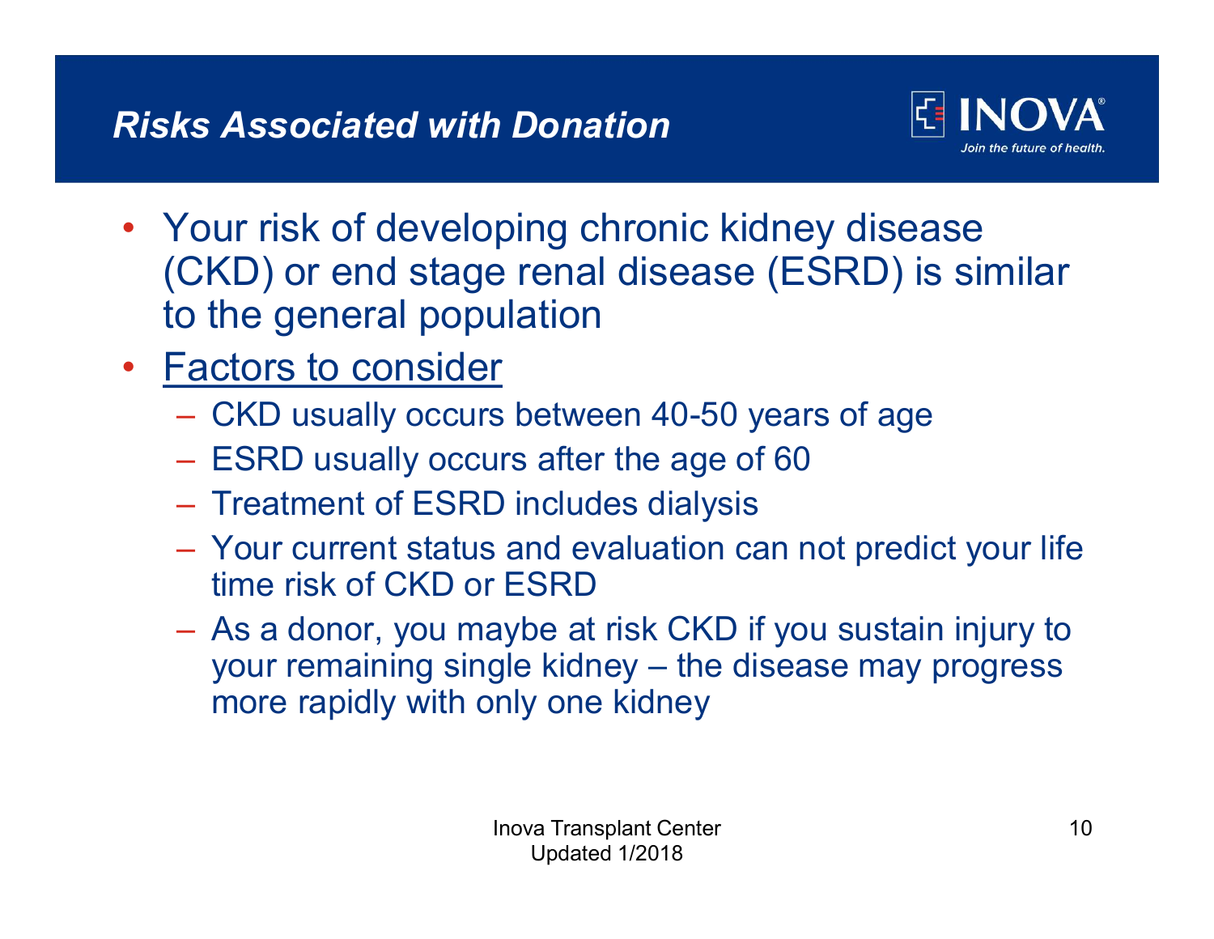## *Risks Associated with Donation*

- Your risk of developing chronic kidney disease (CKD) or end stage renal disease (ESRD) is similar to the general population
- <u>Factors to consider</u>
  - CKD usually occurs between 40-50 years of age
  - ESRD usually occurs after the age of 60
  - Treatment of ESRD includes dialysis
  - Your current status and evaluation can not predict your life time risk of CKD or ESRD
  - As a donor, you maybe at risk CKD if you sustain injury to your remaining single kidney – the disease may progress more rapidly with only one kidney

Inova Transplant Center
Updated 1/2018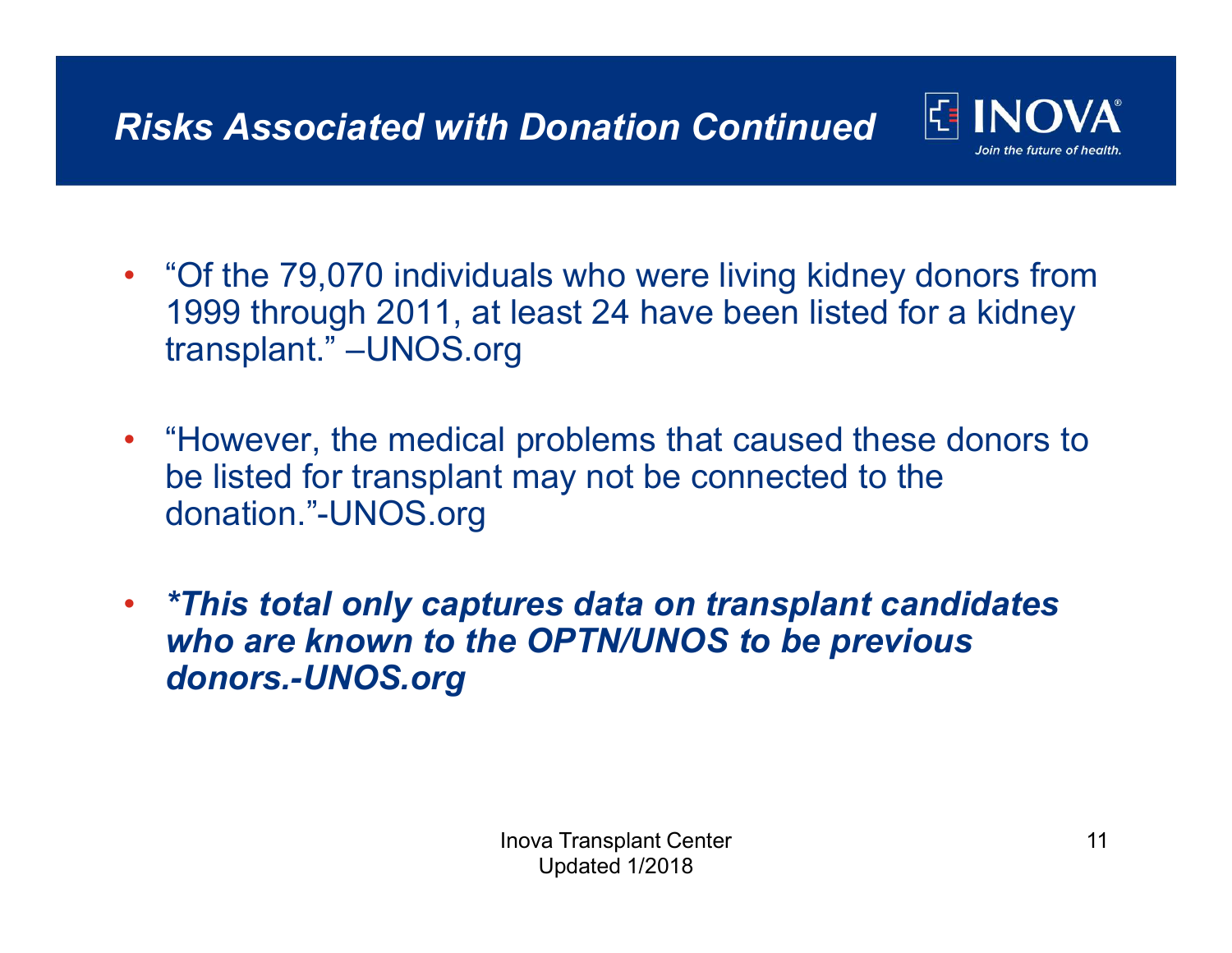# Risks Associated with Donation Continued

- "Of the 79,070 individuals who were living kidney donors from 1999 through 2011, at least 24 have been listed for a kidney transplant." –UNOS.org

- "However, the medical problems that caused these donors to be listed for transplant may not be connected to the donation."-UNOS.org

- ***This total only captures data on transplant candidates who are known to the OPTN/UNOS to be previous donors.-UNOS.org***

Inova Transplant Center
Updated 1/2018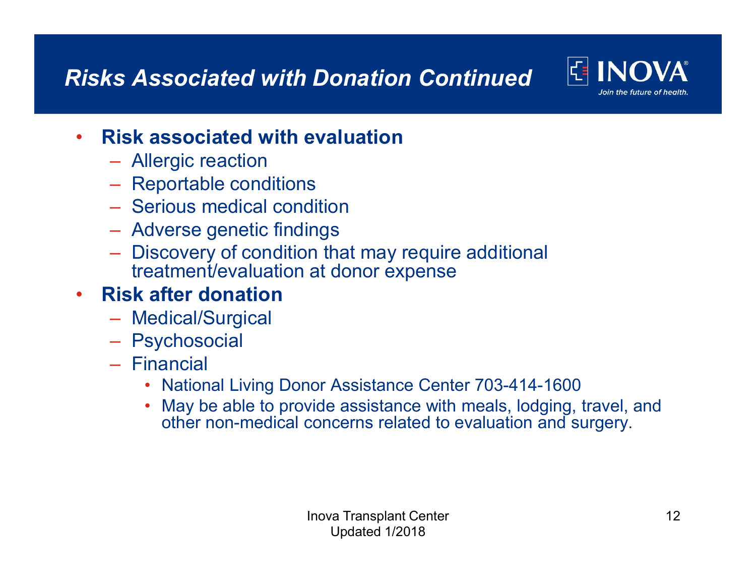# *Risks Associated with Donation Continued*

- **Risk associated with evaluation**
  - Allergic reaction
  - Reportable conditions
  - Serious medical condition
  - Adverse genetic findings
  - Discovery of condition that may require additional treatment/evaluation at donor expense
- **Risk after donation**
  - Medical/Surgical
  - Psychosocial
  - Financial
    - National Living Donor Assistance Center 703-414-1600
    - May be able to provide assistance with meals, lodging, travel, and other non-medical concerns related to evaluation and surgery.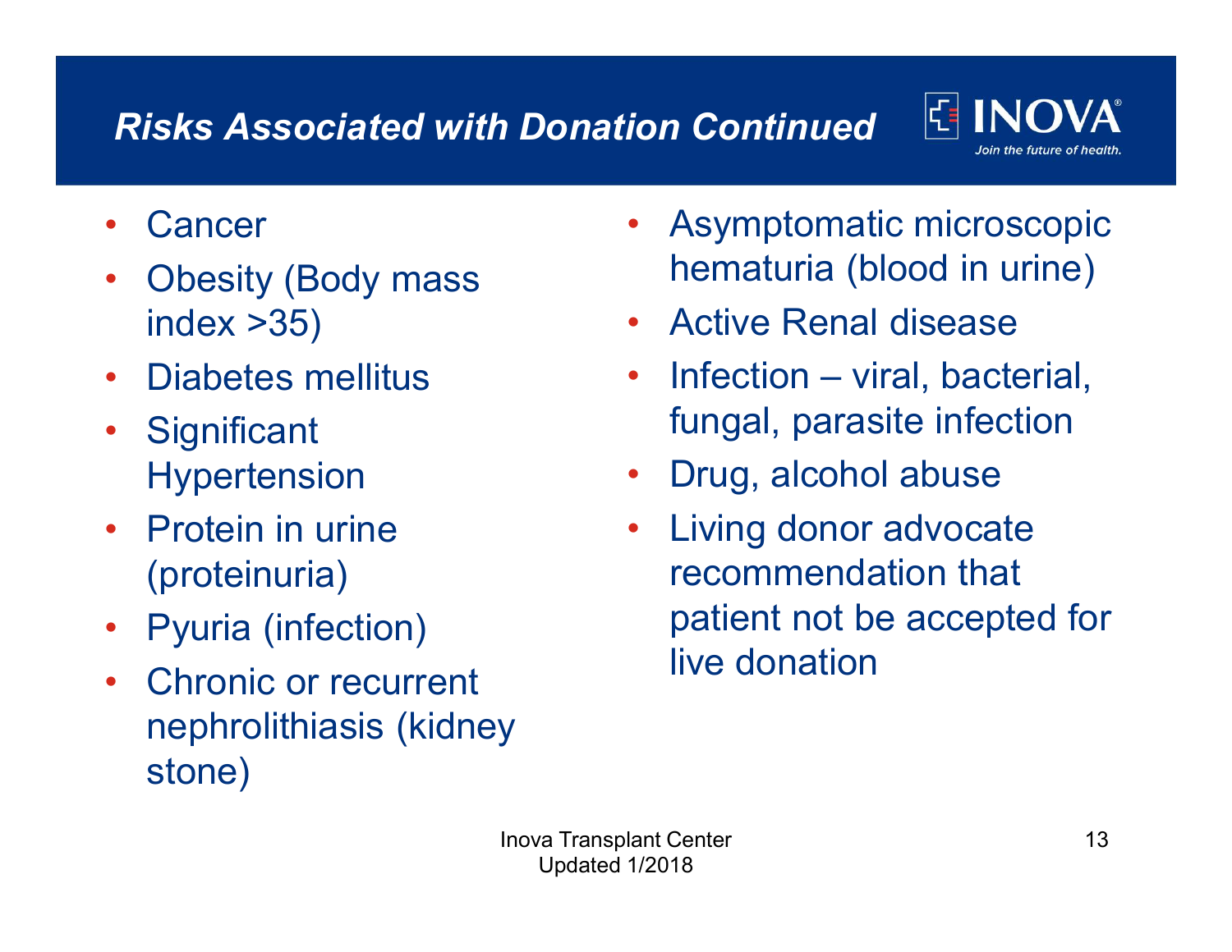## *Risks Associated with Donation Continued*

- Cancer
- Obesity (Body mass index >35)
- Diabetes mellitus
- Significant Hypertension
- Protein in urine (proteinuria)
- Pyuria (infection)
- Chronic or recurrent nephrolithiasis (kidney stone)
- Asymptomatic microscopic hematuria (blood in urine)
- Active Renal disease
- Infection – viral, bacterial, fungal, parasite infection
- Drug, alcohol abuse
- Living donor advocate recommendation that patient not be accepted for live donation

Inova Transplant Center
Updated 1/2018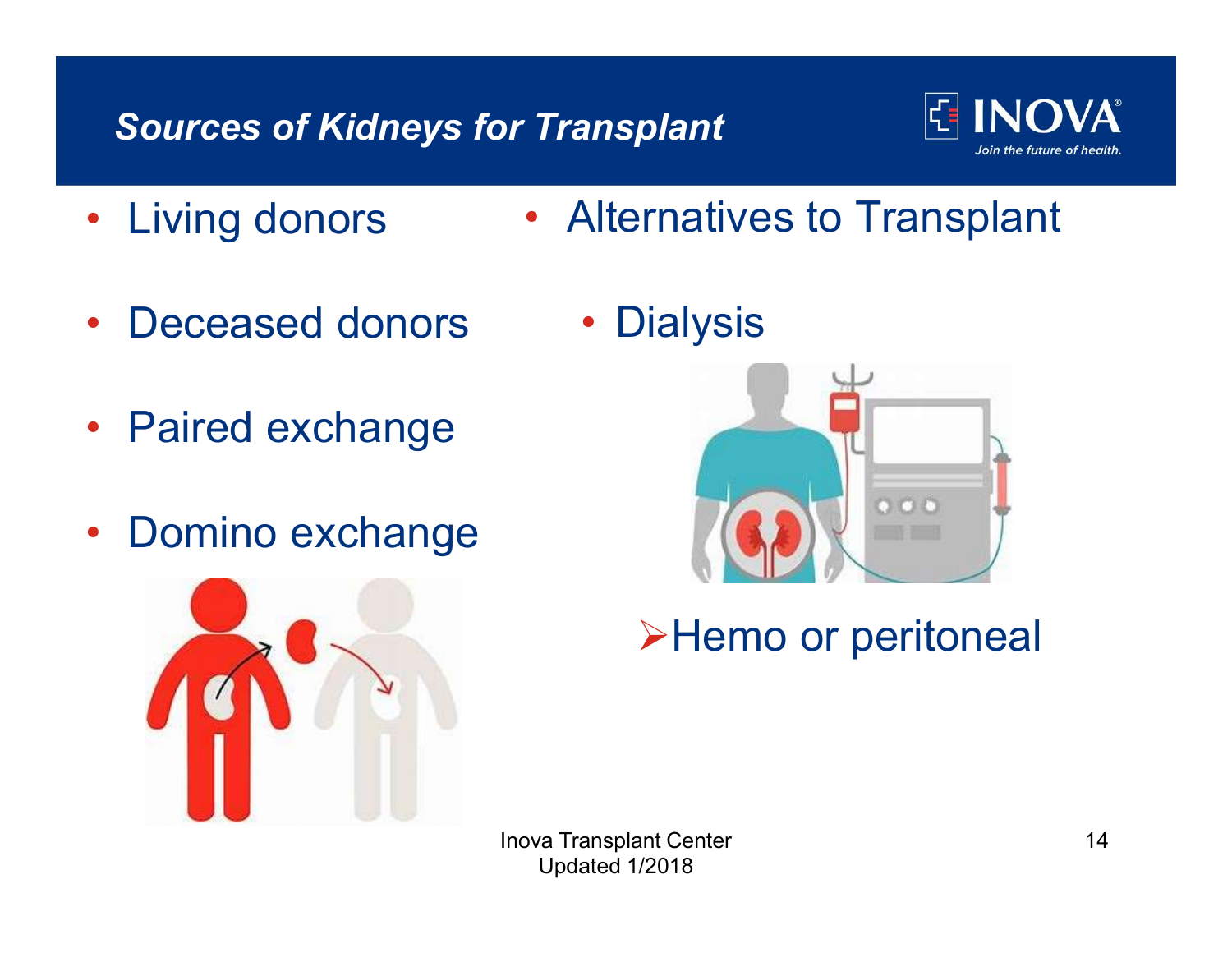## *Sources of Kidneys for Transplant*

- Living donors
- Deceased donors
- Paired exchange
- Domino exchange

- Alternatives to Transplant
  - Dialysis
    - Hemo or peritoneal

Inova Transplant Center
Updated 1/2018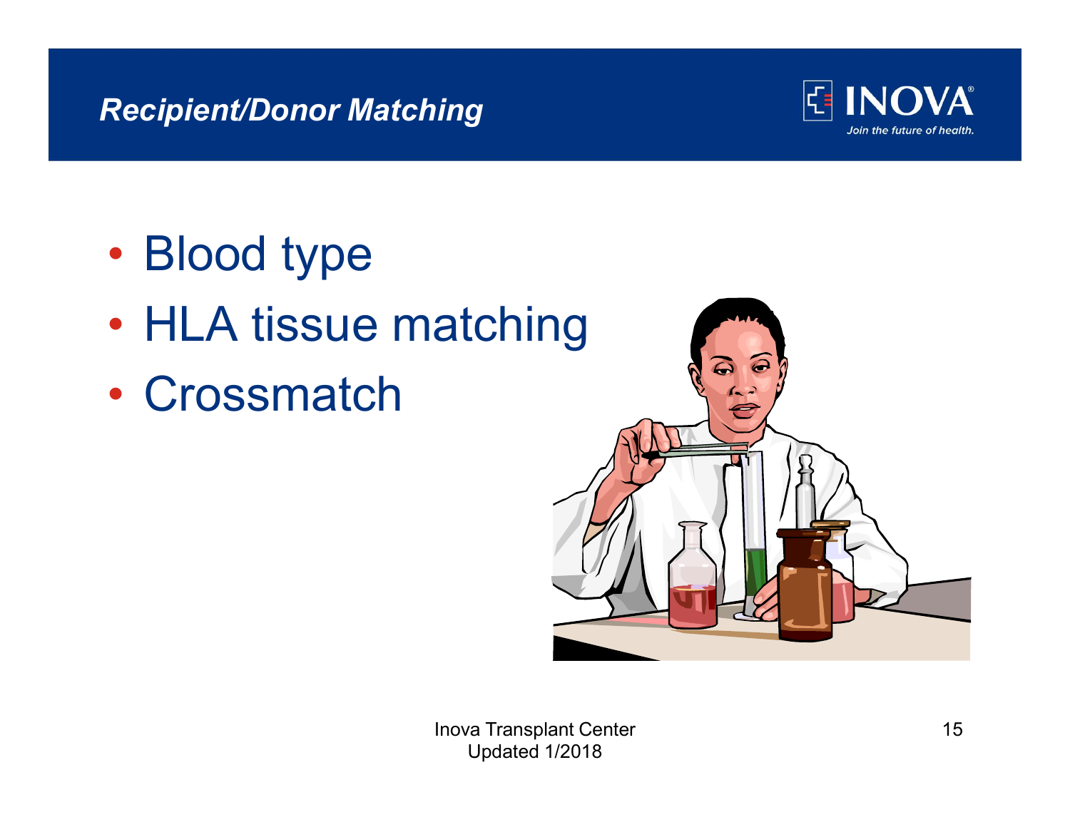## *Recipient/Donor Matching*

- Blood type
- HLA tissue matching
- Crossmatch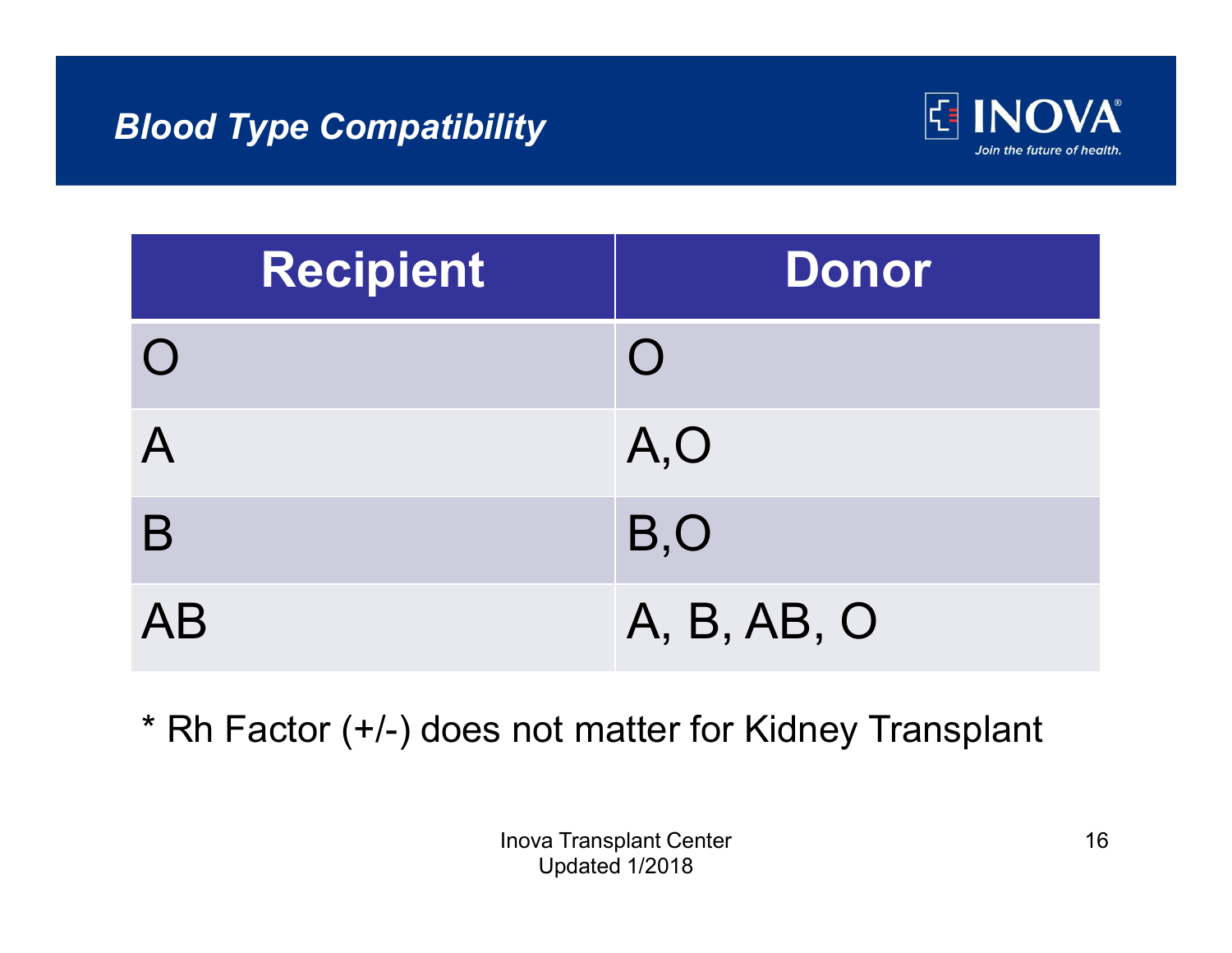## *Blood Type Compatibility*

| Recipient | Donor |
|---|---|
| O | O |
| A | A,O |
| B | B,O |
| AB | A, B, AB, O |

* Rh Factor (+/-) does not matter for Kidney Transplant

Inova Transplant Center
Updated 1/2018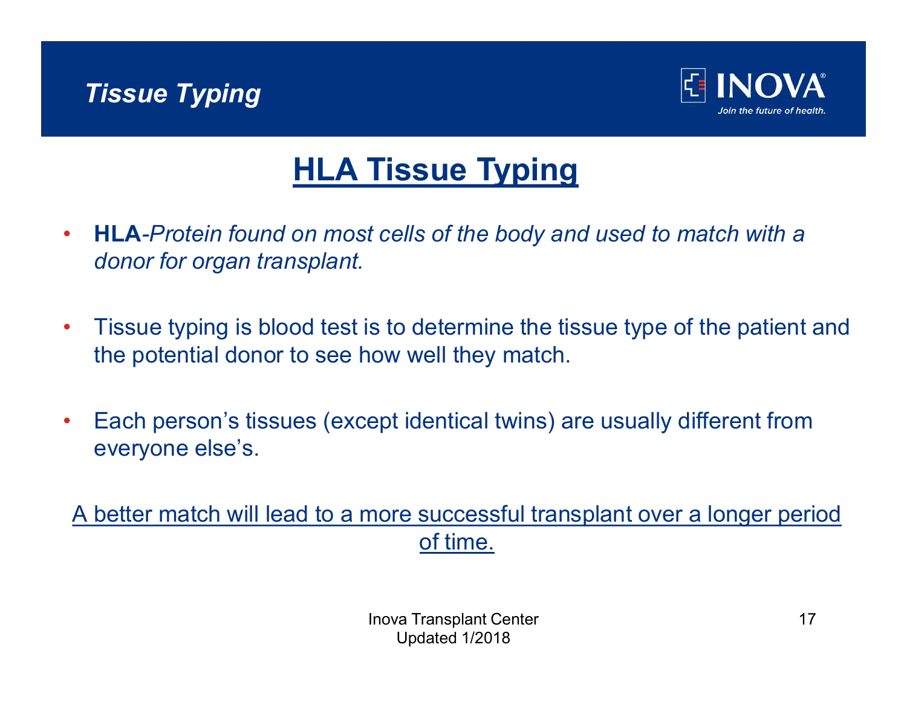# Tissue Typing

## HLA Tissue Typing

- **HLA**-*Protein found on most cells of the body and used to match with a donor for organ transplant.*
- Tissue typing is blood test is to determine the tissue type of the patient and the potential donor to see how well they match.
- Each person's tissues (except identical twins) are usually different from everyone else's.

<u>A better match will lead to a more successful transplant over a longer period of time.</u>

Inova Transplant Center
Updated 1/2018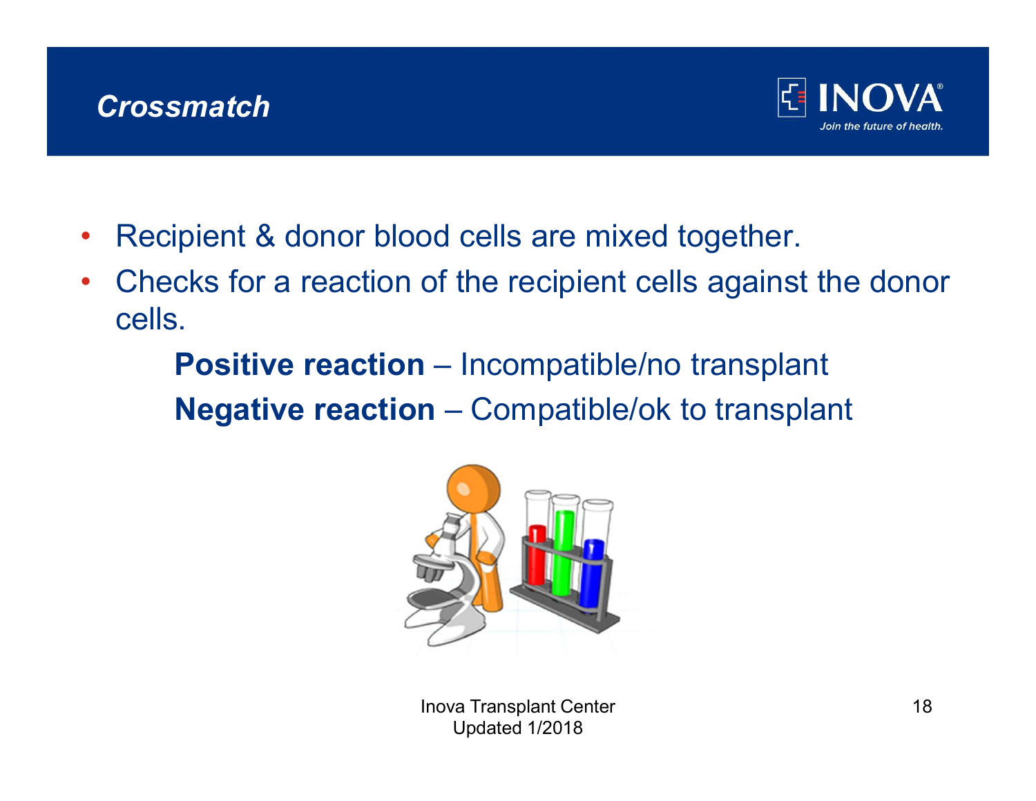# Crossmatch

- Recipient & donor blood cells are mixed together.
- Checks for a reaction of the recipient cells against the donor cells.

  **Positive reaction** – Incompatible/no transplant

  **Negative reaction** – Compatible/ok to transplant

Inova Transplant Center
Updated 1/2018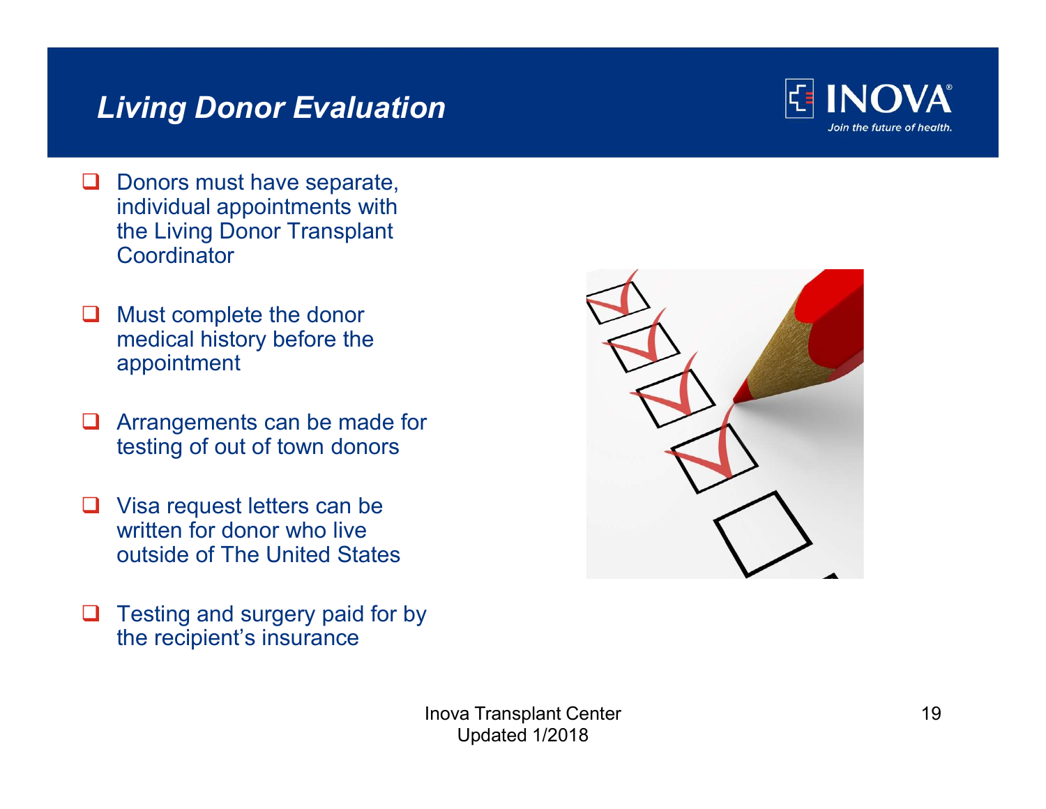## *Living Donor Evaluation*

- Donors must have separate, individual appointments with the Living Donor Transplant Coordinator
- Must complete the donor medical history before the appointment
- Arrangements can be made for testing of out of town donors
- Visa request letters can be written for donor who live outside of The United States
- Testing and surgery paid for by the recipient's insurance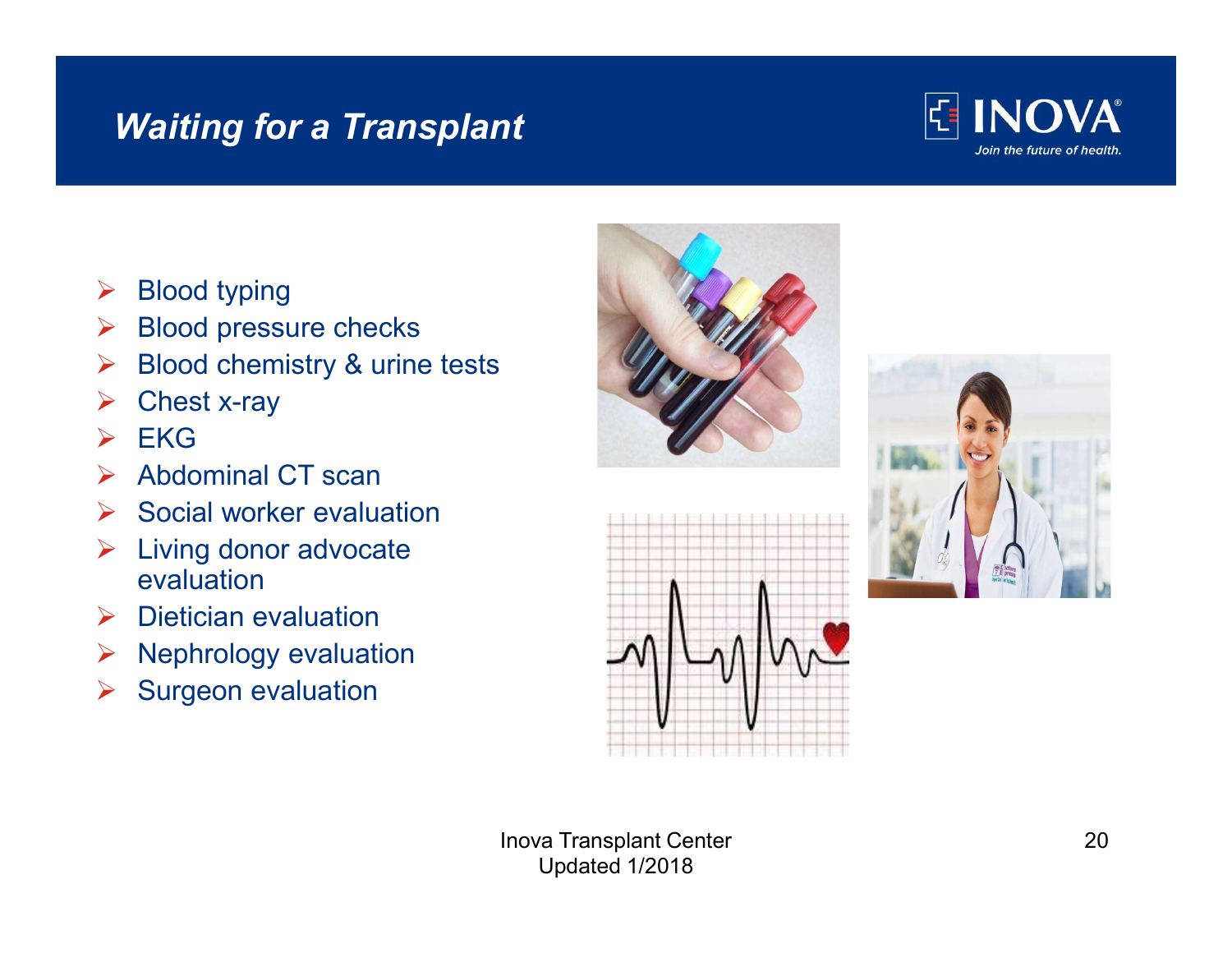## Waiting for a Transplant

- Blood typing
- Blood pressure checks
- Blood chemistry & urine tests
- Chest x-ray
- EKG
- Abdominal CT scan
- Social worker evaluation
- Living donor advocate evaluation
- Dietician evaluation
- Nephrology evaluation
- Surgeon evaluation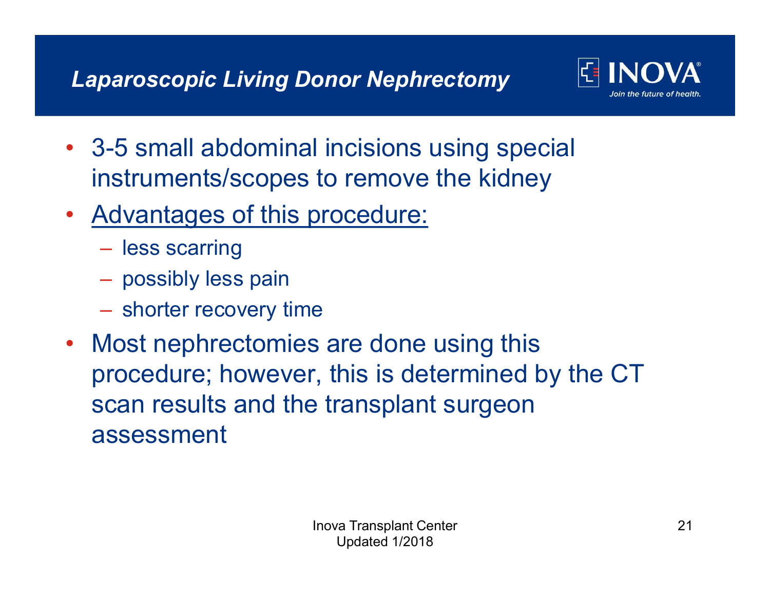# *Laparoscopic Living Donor Nephrectomy*

- 3-5 small abdominal incisions using special instruments/scopes to remove the kidney
- Advantages of this procedure:
  - less scarring
  - possibly less pain
  - shorter recovery time
- Most nephrectomies are done using this procedure; however, this is determined by the CT scan results and the transplant surgeon assessment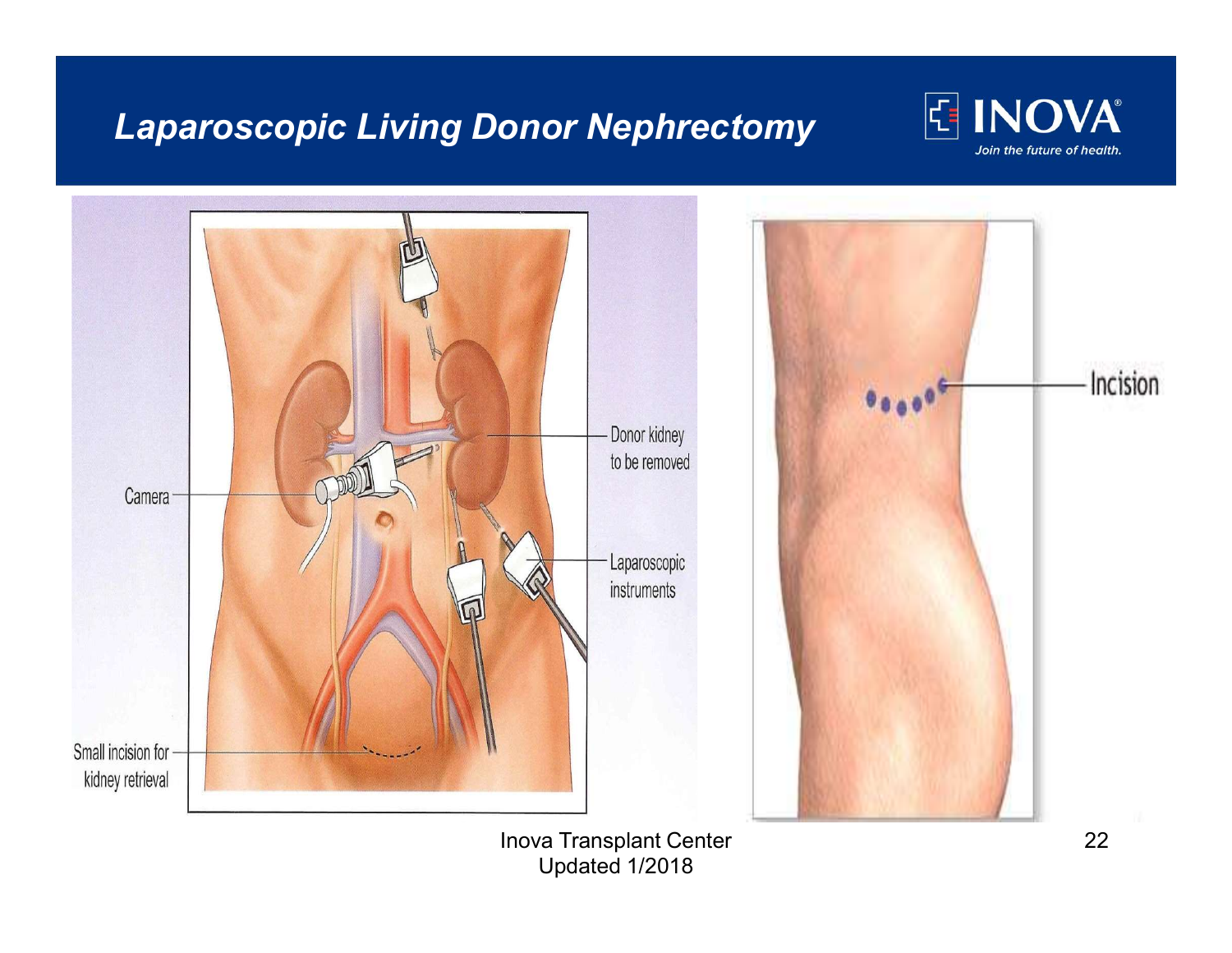# Laparoscopic Living Donor Nephrectomy

Camera

Donor kidney to be removed

Laparoscopic instruments

Small incision for kidney retrieval

Incision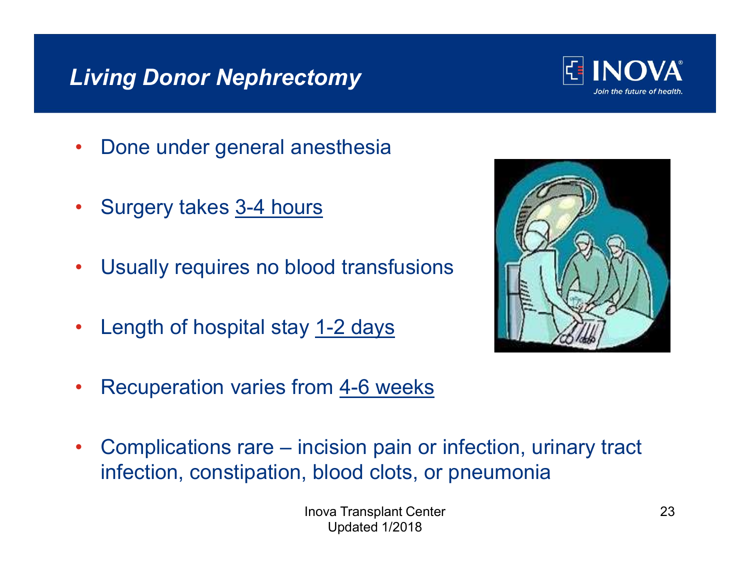# *Living Donor Nephrectomy*

- Done under general anesthesia
- Surgery takes 3-4 hours
- Usually requires no blood transfusions
- Length of hospital stay 1-2 days
- Recuperation varies from 4-6 weeks
- Complications rare – incision pain or infection, urinary tract infection, constipation, blood clots, or pneumonia

Inova Transplant Center
Updated 1/2018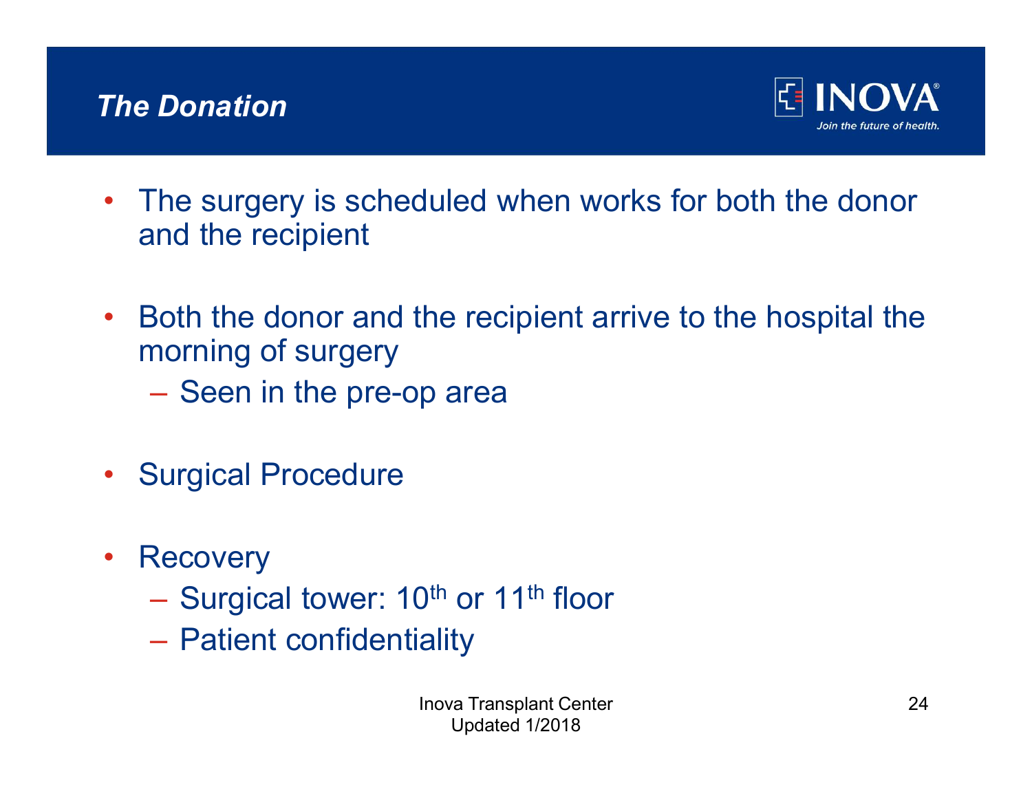## The Donation

- The surgery is scheduled when works for both the donor and the recipient

- Both the donor and the recipient arrive to the hospital the morning of surgery
  - Seen in the pre-op area

- Surgical Procedure

- Recovery
  - Surgical tower: 10th or 11th floor
  - Patient confidentiality

Inova Transplant Center
Updated 1/2018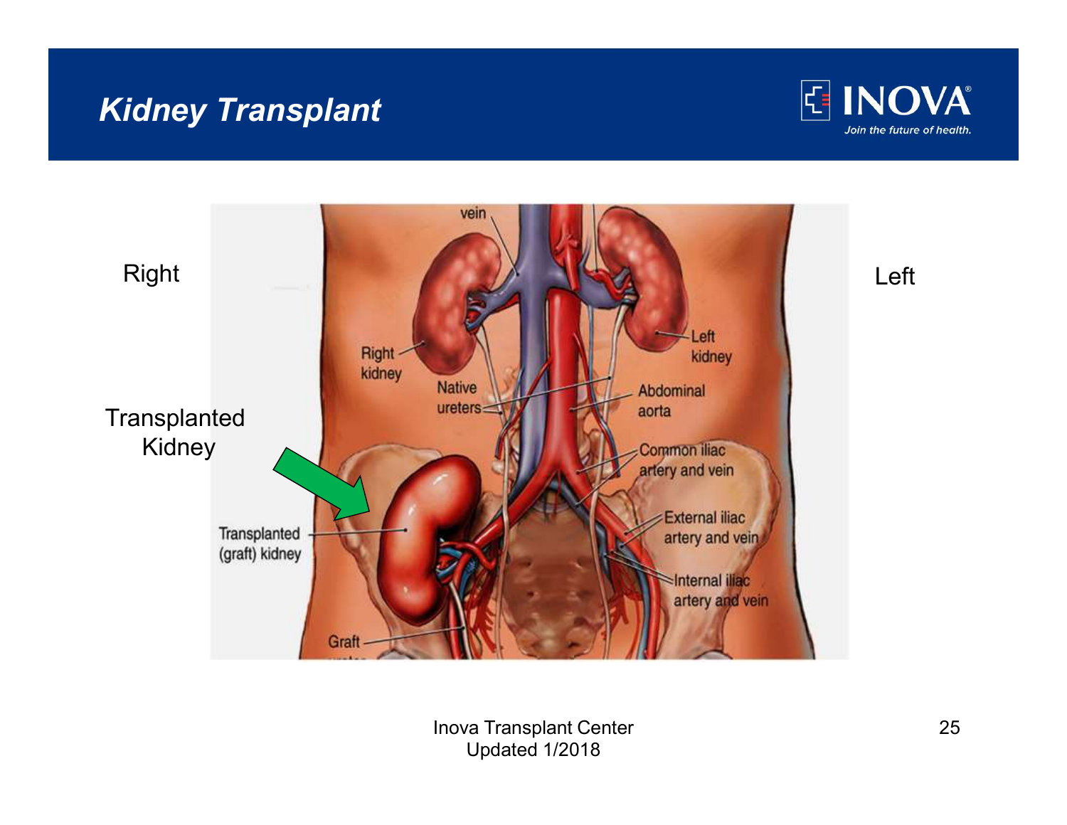# Kidney Transplant

Right

Left

Transplanted Kidney

vein

Right kidney

Left kidney

Native ureters

Abdominal aorta

Common iliac artery and vein

External iliac artery and vein

Internal iliac artery and vein

Transplanted (graft) kidney

Graft

Inova Transplant Center
Updated 1/2018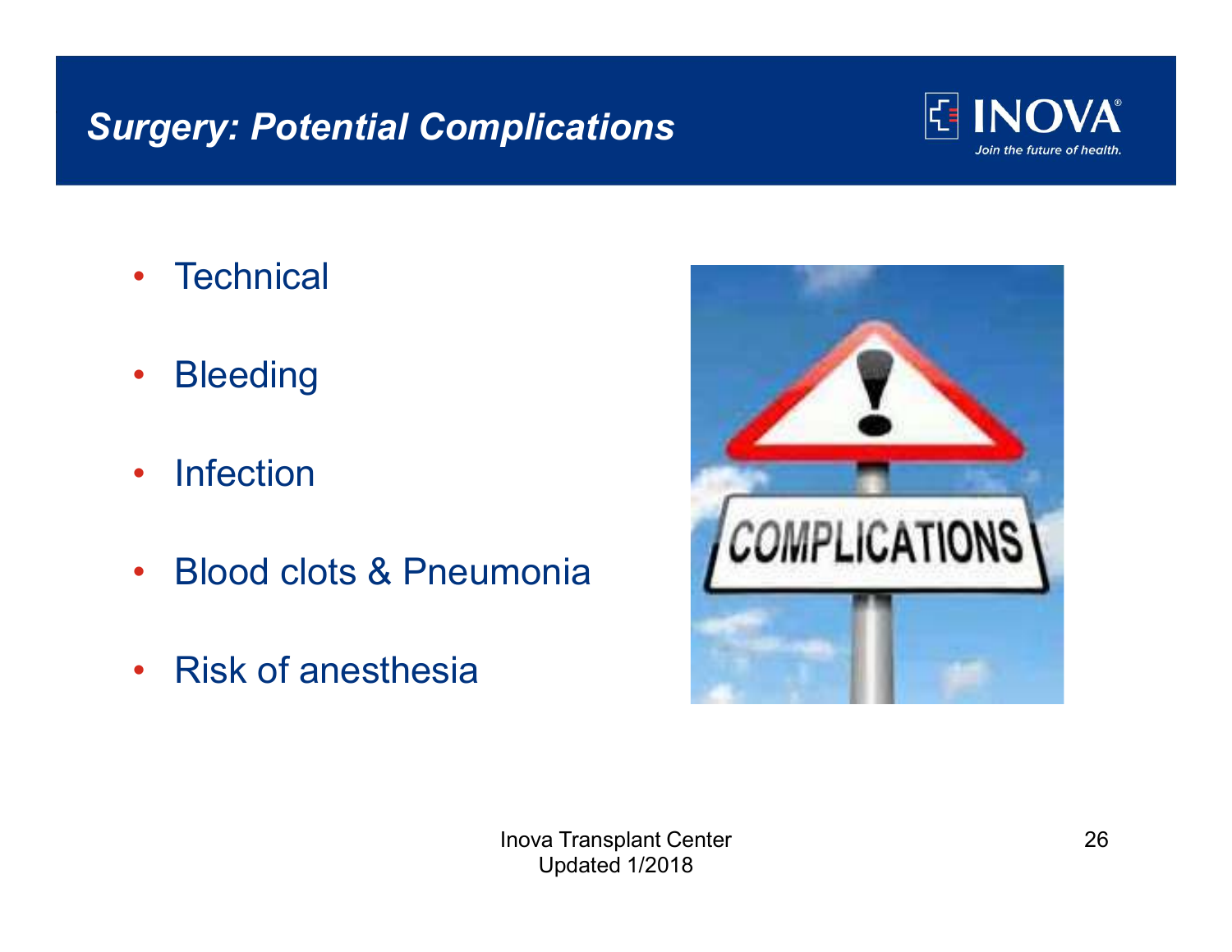# Surgery: Potential Complications

- Technical
- Bleeding
- Infection
- Blood clots & Pneumonia
- Risk of anesthesia

Inova Transplant Center
Updated 1/2018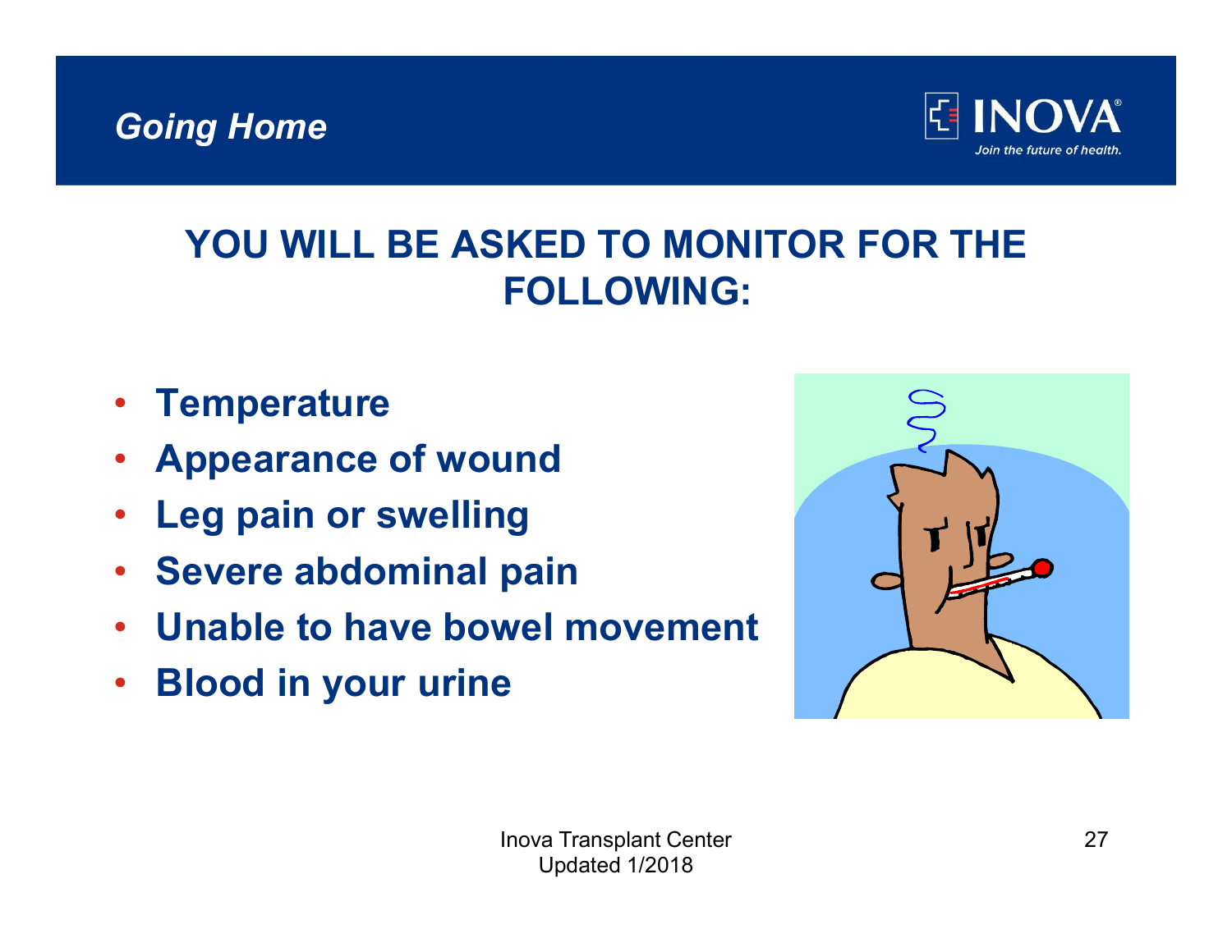*Going Home*

## YOU WILL BE ASKED TO MONITOR FOR THE FOLLOWING:

- **Temperature**
- **Appearance of wound**
- **Leg pain or swelling**
- **Severe abdominal pain**
- **Unable to have bowel movement**
- **Blood in your urine**

Inova Transplant Center
Updated 1/2018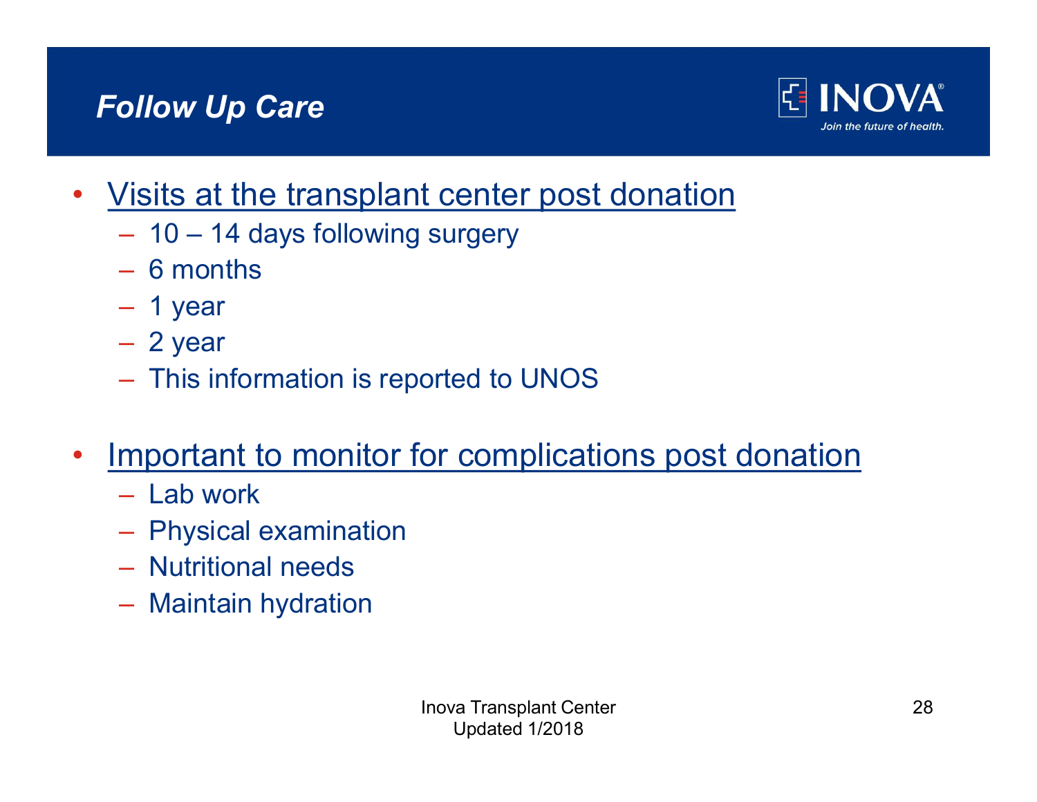# Follow Up Care

- Visits at the transplant center post donation
  - 10 – 14 days following surgery
  - 6 months
  - 1 year
  - 2 year
  - This information is reported to UNOS

- Important to monitor for complications post donation
  - Lab work
  - Physical examination
  - Nutritional needs
  - Maintain hydration

Inova Transplant Center
Updated 1/2018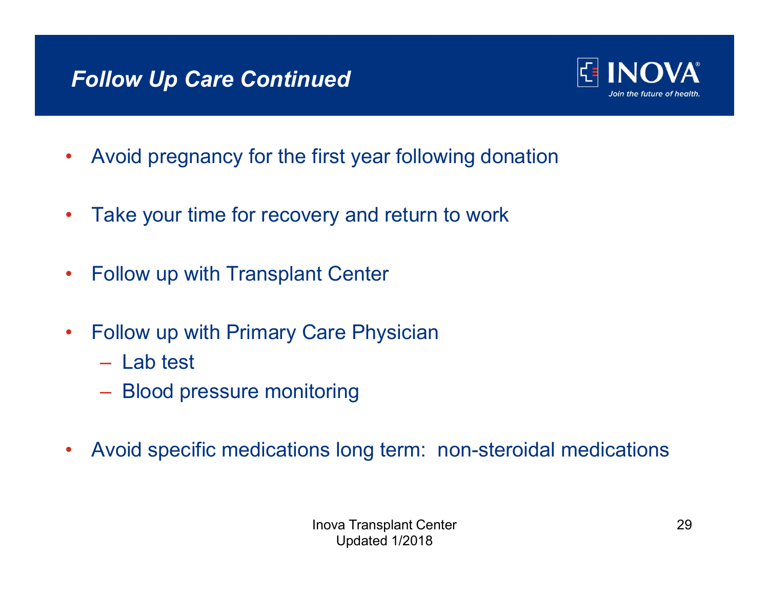# *Follow Up Care Continued*

- Avoid pregnancy for the first year following donation
- Take your time for recovery and return to work
- Follow up with Transplant Center
- Follow up with Primary Care Physician
  - Lab test
  - Blood pressure monitoring
- Avoid specific medications long term:  non-steroidal medications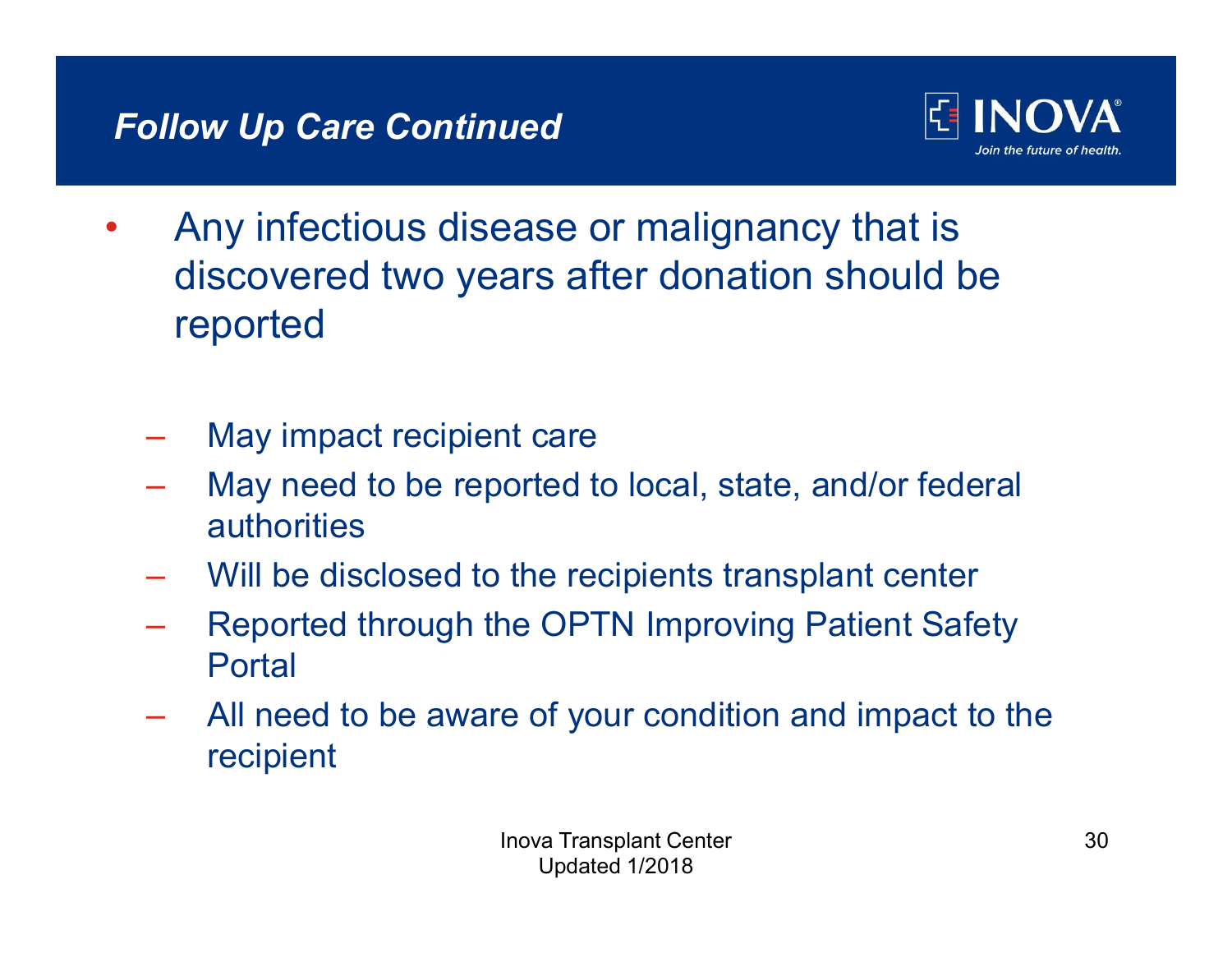## Follow Up Care Continued

- Any infectious disease or malignancy that is discovered two years after donation should be reported
  - May impact recipient care
  - May need to be reported to local, state, and/or federal authorities
  - Will be disclosed to the recipients transplant center
  - Reported through the OPTN Improving Patient Safety Portal
  - All need to be aware of your condition and impact to the recipient

Inova Transplant Center
Updated 1/2018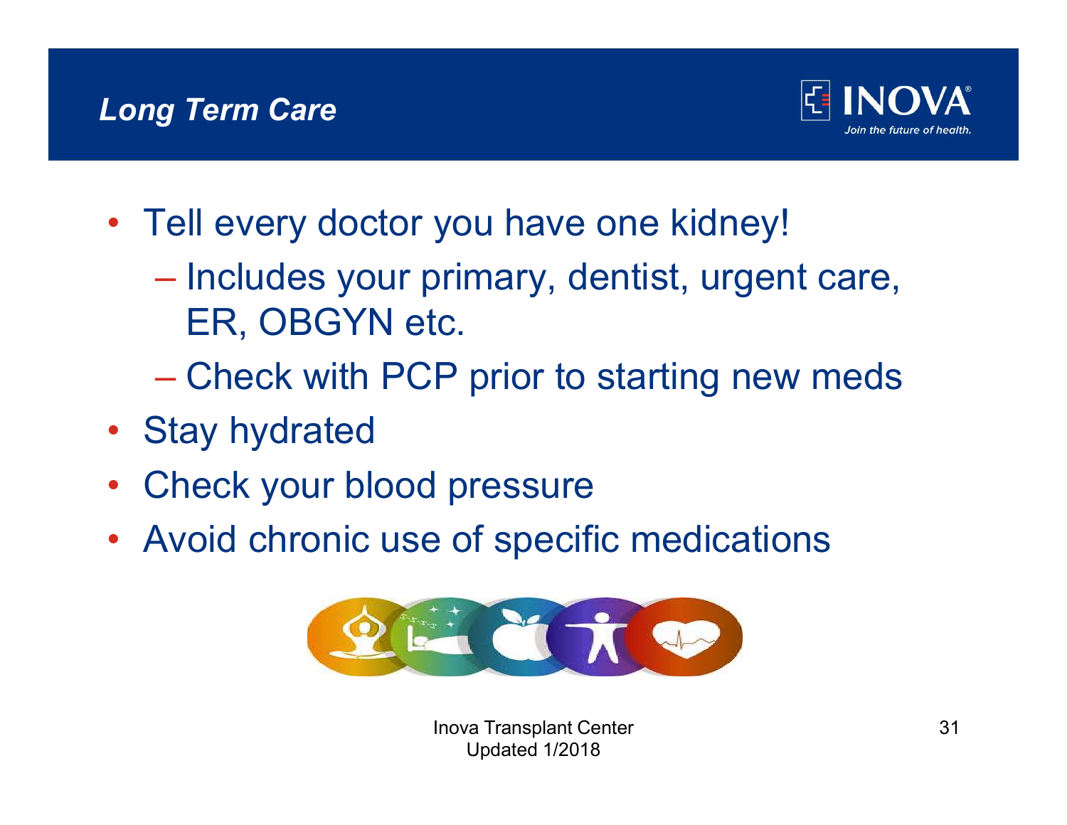## *Long Term Care*

- Tell every doctor you have one kidney!
  - Includes your primary, dentist, urgent care, ER, OBGYN etc.
  - Check with PCP prior to starting new meds
- Stay hydrated
- Check your blood pressure
- Avoid chronic use of specific medications

Inova Transplant Center
Updated 1/2018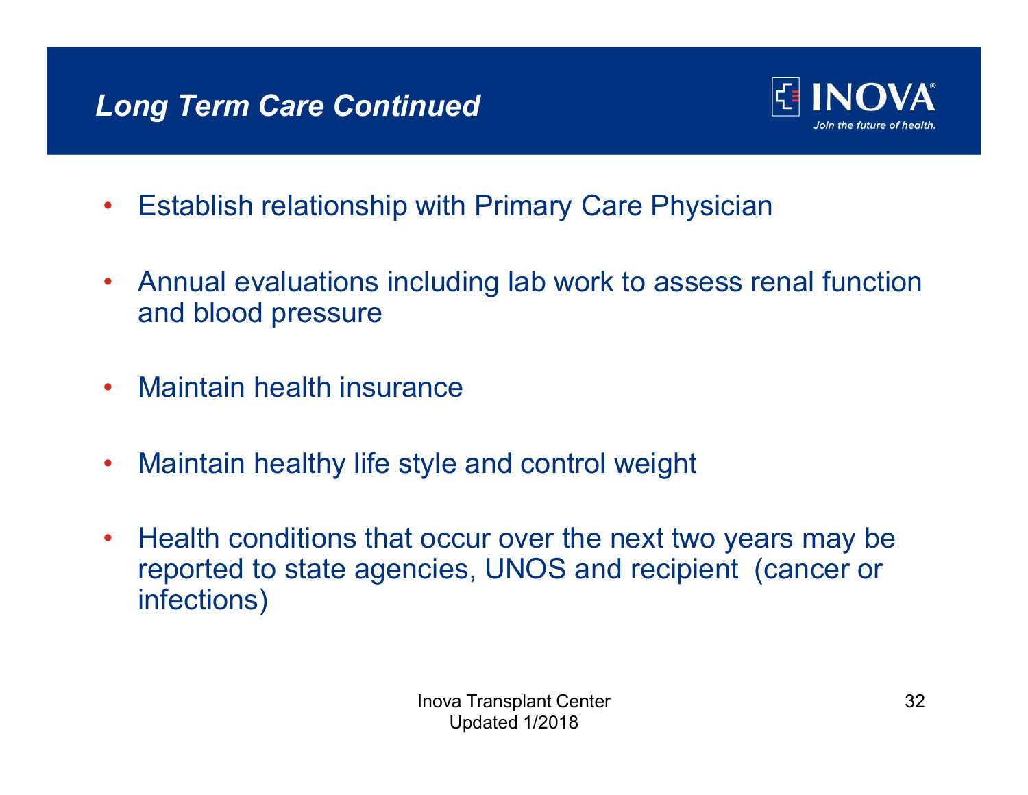## *Long Term Care Continued*

- Establish relationship with Primary Care Physician
- Annual evaluations including lab work to assess renal function and blood pressure
- Maintain health insurance
- Maintain healthy life style and control weight
- Health conditions that occur over the next two years may be reported to state agencies, UNOS and recipient (cancer or infections)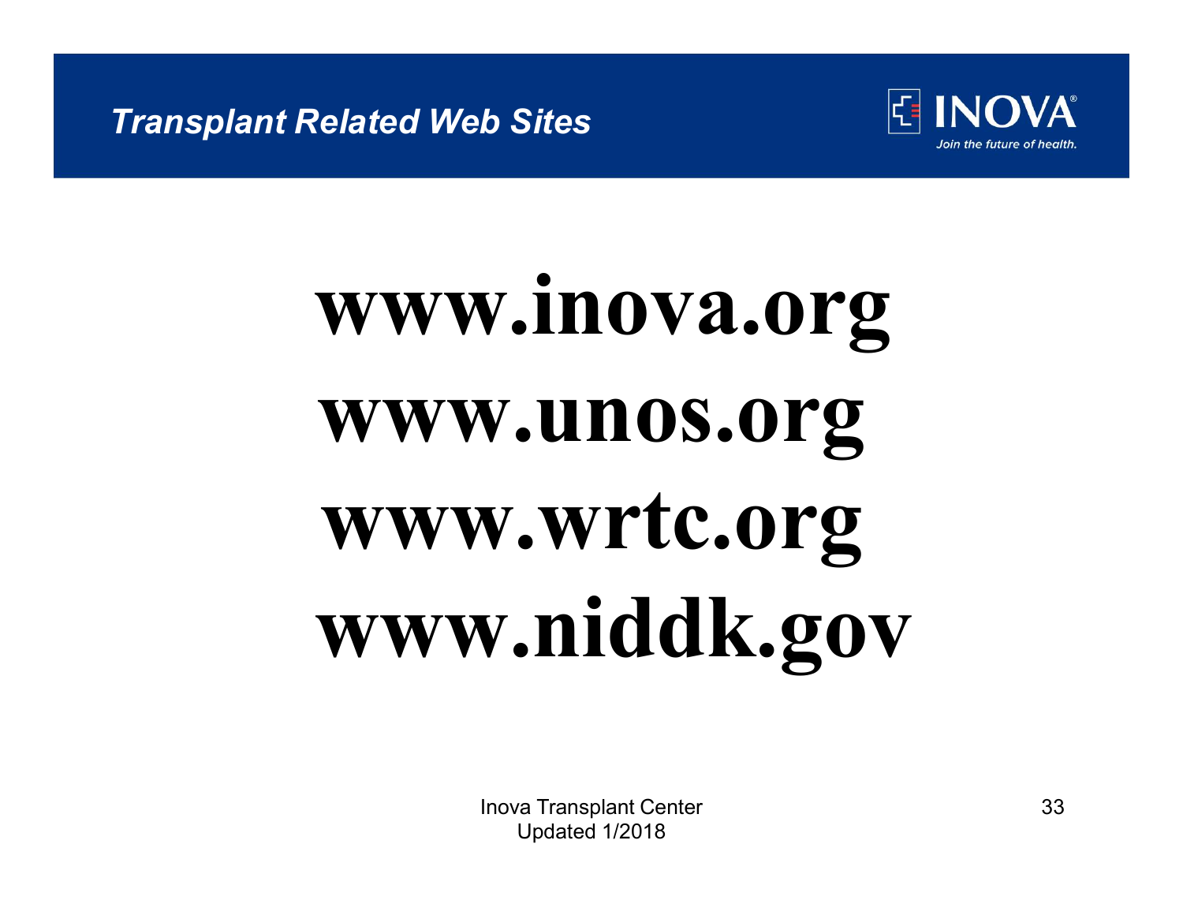## *Transplant Related Web Sites*

INOVA

*Join the future of health.*

**www.inova.org**

**www.unos.org**

**www.wrtc.org**

**www.niddk.gov**

Inova Transplant Center
Updated 1/2018